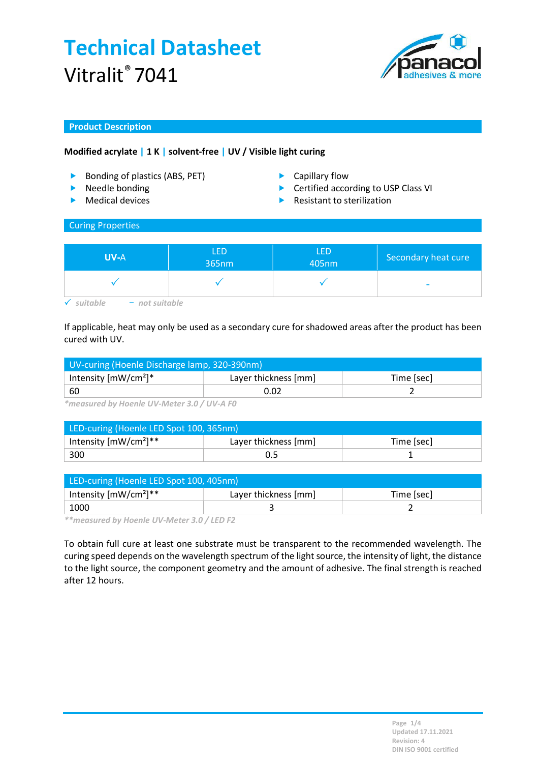# Technical Datasheet

Vitralit® 7041

## Product Description

**Modified acrylate | 1 K | solvent-free | UV / Visible light curing**

- Bonding of plastics (ABS, PET)
- Needle bonding
- Medical devices
- Capillary flow
- Certified according to USP Class VI
- Resistant to sterilization

## Curing Properties

| UV-A | LED 365nm | LED 405nm | Secondary heat cure |
|---|---|---|---|
| ✓ | ✓ | ✓ | - |

*✓ suitable   - not suitable*

If applicable, heat may only be used as a secondary cure for shadowed areas after the product has been cured with UV.

| UV-curing (Hoenle Discharge lamp, 320-390nm) | | |
|---|---|---|
| Intensity [mW/cm²]* | Layer thickness [mm] | Time [sec] |
| 60 | 0.02 | 2 |

*\*measured by Hoenle UV-Meter 3.0 / UV-A F0*

| LED-curing (Hoenle LED Spot 100, 365nm) | | |
|---|---|---|
| Intensity [mW/cm²]** | Layer thickness [mm] | Time [sec] |
| 300 | 0.5 | 1 |

| LED-curing (Hoenle LED Spot 100, 405nm) | | |
|---|---|---|
| Intensity [mW/cm²]** | Layer thickness [mm] | Time [sec] |
| 1000 | 3 | 2 |

*\*\*measured by Hoenle UV-Meter 3.0 / LED F2*

To obtain full cure at least one substrate must be transparent to the recommended wavelength. The curing speed depends on the wavelength spectrum of the light source, the intensity of light, the distance to the light source, the component geometry and the amount of adhesive. The final strength is reached after 12 hours.

Updated 17.11.2021
Revision: 4
DIN ISO 9001 certified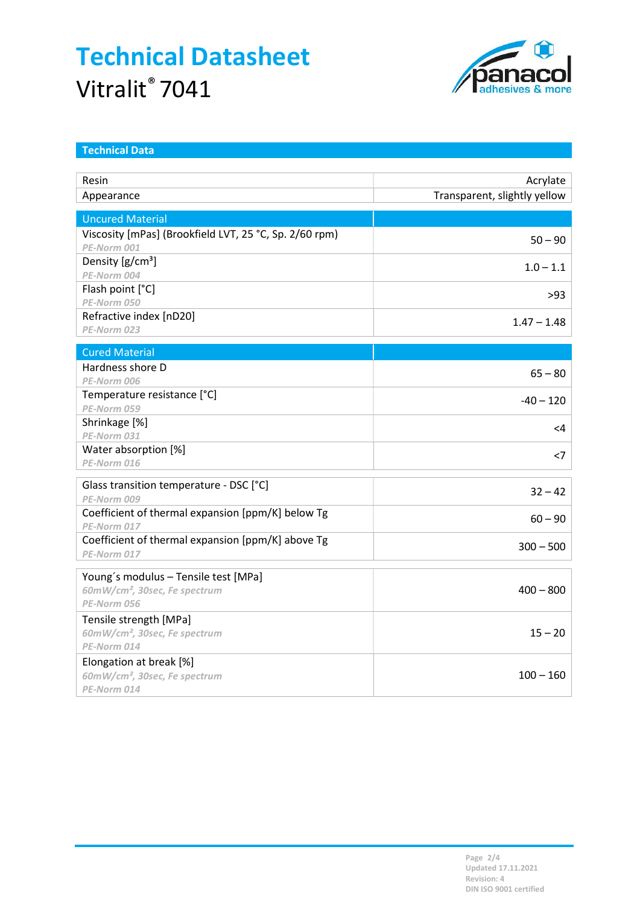# Technical Datasheet

Vitralit® 7041

## Technical Data

| Property | Value |
|---|---|
| Resin | Acrylate |
| Appearance | Transparent, slightly yellow |

| Uncured Material | |
|---|---|
| Viscosity [mPas] (Brookfield LVT, 25 °C, Sp. 2/60 rpm)<br>*PE-Norm 001* | 50 – 90 |
| Density [g/cm³]<br>*PE-Norm 004* | 1.0 – 1.1 |
| Flash point [°C]<br>*PE-Norm 050* | >93 |
| Refractive index [nD20]<br>*PE-Norm 023* | 1.47 – 1.48 |

| Cured Material | |
|---|---|
| Hardness shore D<br>*PE-Norm 006* | 65 – 80 |
| Temperature resistance [°C]<br>*PE-Norm 059* | -40 – 120 |
| Shrinkage [%]<br>*PE-Norm 031* | <4 |
| Water absorption [%]<br>*PE-Norm 016* | <7 |

| Property | Value |
|---|---|
| Glass transition temperature - DSC [°C]<br>*PE-Norm 009* | 32 – 42 |
| Coefficient of thermal expansion [ppm/K] below Tg<br>*PE-Norm 017* | 60 – 90 |
| Coefficient of thermal expansion [ppm/K] above Tg<br>*PE-Norm 017* | 300 – 500 |

| Property | Value |
|---|---|
| Young´s modulus – Tensile test [MPa]<br>*60mW/cm², 30sec, Fe spectrum*<br>*PE-Norm 056* | 400 – 800 |
| Tensile strength [MPa]<br>*60mW/cm², 30sec, Fe spectrum*<br>*PE-Norm 014* | 15 – 20 |
| Elongation at break [%]<br>*60mW/cm², 30sec, Fe spectrum*<br>*PE-Norm 014* | 100 – 160 |

Updated 17.11.2021
Revision: 4
DIN ISO 9001 certified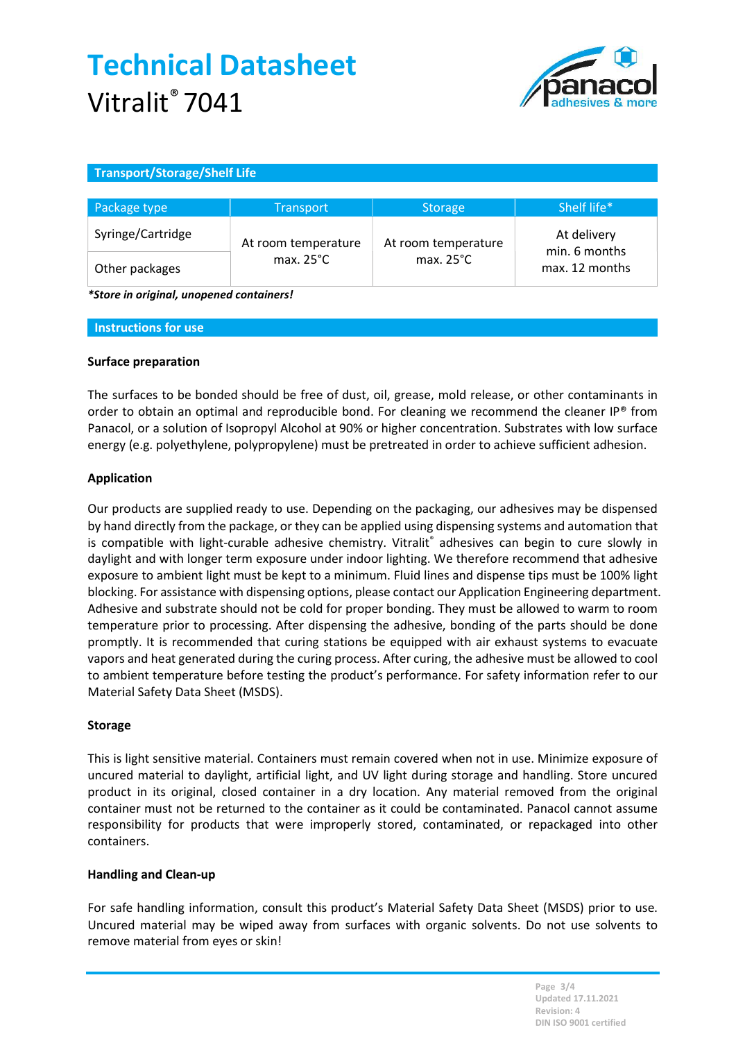# Technical Datasheet

Vitralit® 7041

## Transport/Storage/Shelf Life

| Package type | Transport | Storage | Shelf life* |
|---|---|---|---|
| Syringe/Cartridge | At room temperature max. 25°C | At room temperature max. 25°C | At delivery min. 6 months max. 12 months |
| Other packages | | | |

***Store in original, unopened containers!***

## Instructions for use

### Surface preparation

The surfaces to be bonded should be free of dust, oil, grease, mold release, or other contaminants in order to obtain an optimal and reproducible bond. For cleaning we recommend the cleaner IP® from Panacol, or a solution of Isopropyl Alcohol at 90% or higher concentration. Substrates with low surface energy (e.g. polyethylene, polypropylene) must be pretreated in order to achieve sufficient adhesion.

### Application

Our products are supplied ready to use. Depending on the packaging, our adhesives may be dispensed by hand directly from the package, or they can be applied using dispensing systems and automation that is compatible with light-curable adhesive chemistry. Vitralit® adhesives can begin to cure slowly in daylight and with longer term exposure under indoor lighting. We therefore recommend that adhesive exposure to ambient light must be kept to a minimum. Fluid lines and dispense tips must be 100% light blocking. For assistance with dispensing options, please contact our Application Engineering department. Adhesive and substrate should not be cold for proper bonding. They must be allowed to warm to room temperature prior to processing. After dispensing the adhesive, bonding of the parts should be done promptly. It is recommended that curing stations be equipped with air exhaust systems to evacuate vapors and heat generated during the curing process. After curing, the adhesive must be allowed to cool to ambient temperature before testing the product's performance. For safety information refer to our Material Safety Data Sheet (MSDS).

### Storage

This is light sensitive material. Containers must remain covered when not in use. Minimize exposure of uncured material to daylight, artificial light, and UV light during storage and handling. Store uncured product in its original, closed container in a dry location. Any material removed from the original container must not be returned to the container as it could be contaminated. Panacol cannot assume responsibility for products that were improperly stored, contaminated, or repackaged into other containers.

### Handling and Clean-up

For safe handling information, consult this product's Material Safety Data Sheet (MSDS) prior to use. Uncured material may be wiped away from surfaces with organic solvents. Do not use solvents to remove material from eyes or skin!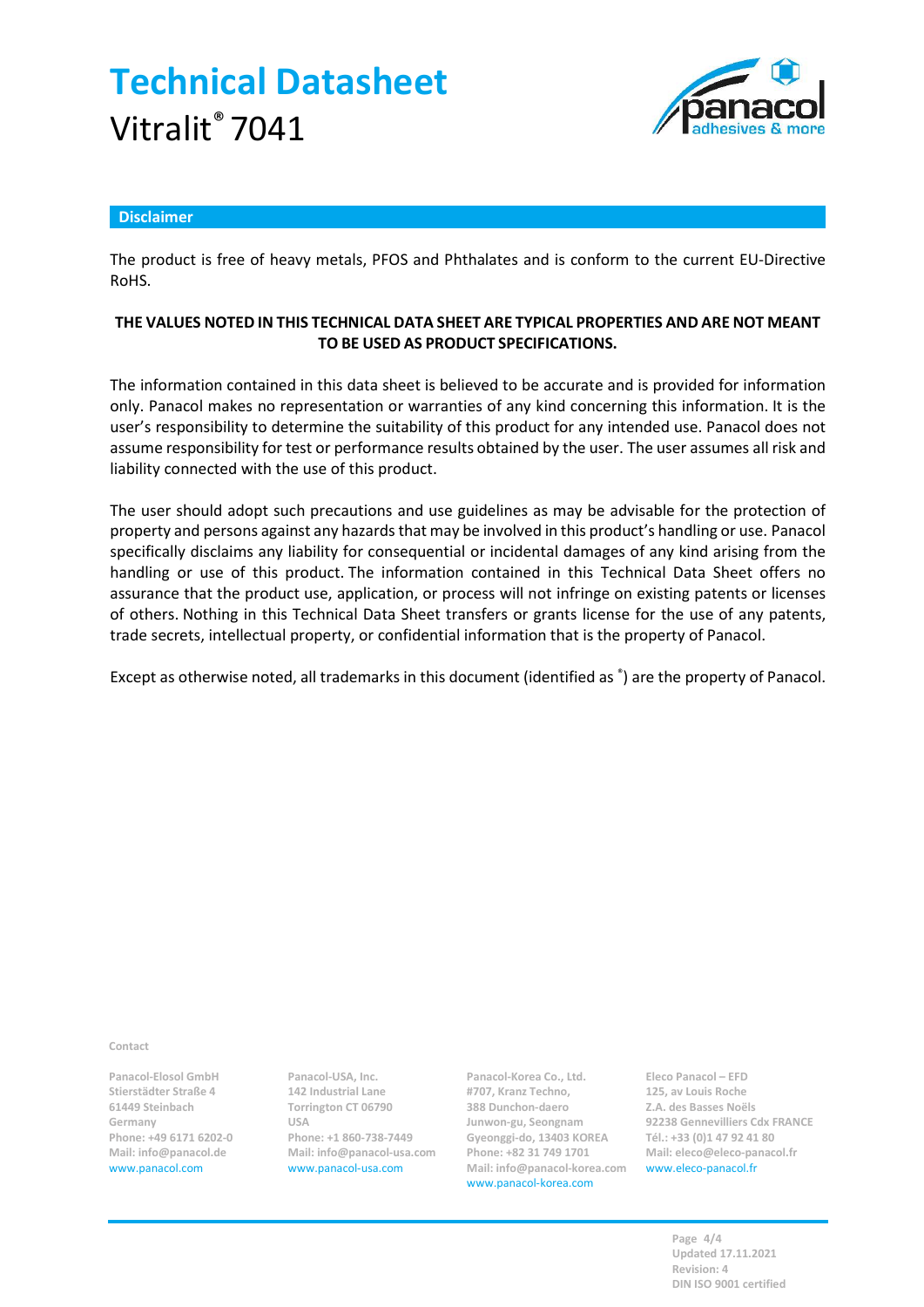# Technical Datasheet

Vitralit® 7041

## Disclaimer

The product is free of heavy metals, PFOS and Phthalates and is conform to the current EU-Directive RoHS.

**THE VALUES NOTED IN THIS TECHNICAL DATA SHEET ARE TYPICAL PROPERTIES AND ARE NOT MEANT TO BE USED AS PRODUCT SPECIFICATIONS.**

The information contained in this data sheet is believed to be accurate and is provided for information only. Panacol makes no representation or warranties of any kind concerning this information. It is the user's responsibility to determine the suitability of this product for any intended use. Panacol does not assume responsibility for test or performance results obtained by the user. The user assumes all risk and liability connected with the use of this product.

The user should adopt such precautions and use guidelines as may be advisable for the protection of property and persons against any hazards that may be involved in this product's handling or use. Panacol specifically disclaims any liability for consequential or incidental damages of any kind arising from the handling or use of this product. The information contained in this Technical Data Sheet offers no assurance that the product use, application, or process will not infringe on existing patents or licenses of others. Nothing in this Technical Data Sheet transfers or grants license for the use of any patents, trade secrets, intellectual property, or confidential information that is the property of Panacol.

Except as otherwise noted, all trademarks in this document (identified as ®) are the property of Panacol.

Contact

Panacol-Elosol GmbH
Stierstädter Straße 4
61449 Steinbach
Germany
Phone: +49 6171 6202-0
Mail: info@panacol.de
www.panacol.com

Panacol-USA, Inc.
142 Industrial Lane
Torrington CT 06790
USA
Phone: +1 860-738-7449
Mail: info@panacol-usa.com
www.panacol-usa.com

Panacol-Korea Co., Ltd.
#707, Kranz Techno,
388 Dunchon-daero
Junwon-gu, Seongnam
Gyeonggi-do, 13403 KOREA
Phone: +82 31 749 1701
Mail: info@panacol-korea.com
www.panacol-korea.com

Eleco Panacol – EFD
125, av Louis Roche
Z.A. des Basses Noëls
92238 Gennevilliers Cdx FRANCE
Tél.: +33 (0)1 47 92 41 80
Mail: eleco@eleco-panacol.fr
www.eleco-panacol.fr

Updated 17.11.2021
Revision: 4
DIN ISO 9001 certified